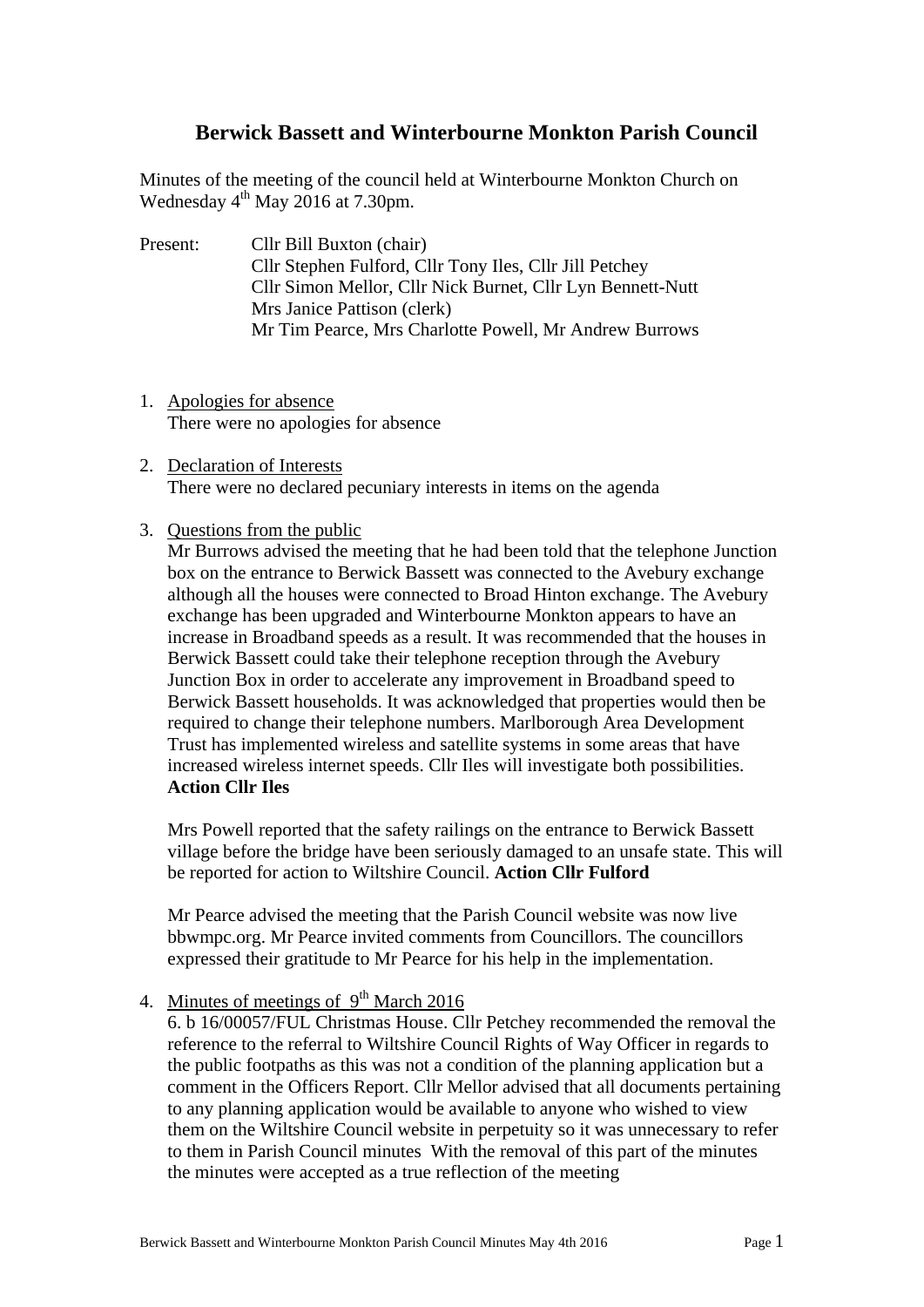# Berwick Bassett and Winterbourne Monkton Parish Council

Minutes of the meeting of the council held at Winterbourne Monkton Church on Wednesday 4th May 2016 at 7.30pm.

Present: Cllr Bill Buxton (chair)
Cllr Stephen Fulford, Cllr Tony Iles, Cllr Jill Petchey
Cllr Simon Mellor, Cllr Nick Burnet, Cllr Lyn Bennett-Nutt
Mrs Janice Pattison (clerk)
Mr Tim Pearce, Mrs Charlotte Powell, Mr Andrew Burrows

1. Apologies for absence
   There were no apologies for absence

2. Declaration of Interests
   There were no declared pecuniary interests in items on the agenda

3. Questions from the public
   Mr Burrows advised the meeting that he had been told that the telephone Junction box on the entrance to Berwick Bassett was connected to the Avebury exchange although all the houses were connected to Broad Hinton exchange. The Avebury exchange has been upgraded and Winterbourne Monkton appears to have an increase in Broadband speeds as a result. It was recommended that the houses in Berwick Bassett could take their telephone reception through the Avebury Junction Box in order to accelerate any improvement in Broadband speed to Berwick Bassett households. It was acknowledged that properties would then be required to change their telephone numbers. Marlborough Area Development Trust has implemented wireless and satellite systems in some areas that have increased wireless internet speeds. Cllr Iles will investigate both possibilities. **Action Cllr Iles**

   Mrs Powell reported that the safety railings on the entrance to Berwick Bassett village before the bridge have been seriously damaged to an unsafe state. This will be reported for action to Wiltshire Council. **Action Cllr Fulford**

   Mr Pearce advised the meeting that the Parish Council website was now live bbwmpc.org. Mr Pearce invited comments from Councillors. The councillors expressed their gratitude to Mr Pearce for his help in the implementation.

4. Minutes of meetings of 9th March 2016
   6. b 16/00057/FUL Christmas House. Cllr Petchey recommended the removal the reference to the referral to Wiltshire Council Rights of Way Officer in regards to the public footpaths as this was not a condition of the planning application but a comment in the Officers Report. Cllr Mellor advised that all documents pertaining to any planning application would be available to anyone who wished to view them on the Wiltshire Council website in perpetuity so it was unnecessary to refer to them in Parish Council minutes With the removal of this part of the minutes the minutes were accepted as a true reflection of the meeting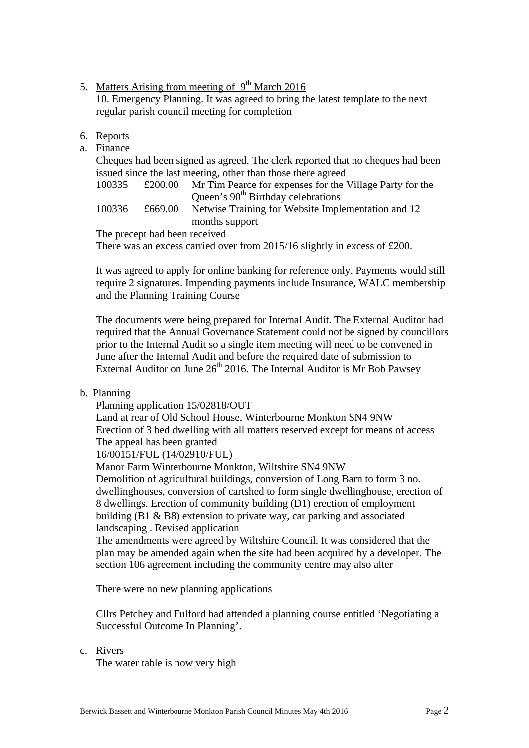5. <u>Matters Arising from meeting of 9th March 2016</u>

   10. Emergency Planning. It was agreed to bring the latest template to the next regular parish council meeting for completion

6. <u>Reports</u>

a. Finance

   Cheques had been signed as agreed. The clerk reported that no cheques had been issued since the last meeting, other than those there agreed

| | | |
|---|---|---|
| 100335 | £200.00 | Mr Tim Pearce for expenses for the Village Party for the Queen's 90th Birthday celebrations |
| 100336 | £669.00 | Netwise Training for Website Implementation and 12 months support |

   The precept had been received

   There was an excess carried over from 2015/16 slightly in excess of £200.

   It was agreed to apply for online banking for reference only. Payments would still require 2 signatures. Impending payments include Insurance, WALC membership and the Planning Training Course

   The documents were being prepared for Internal Audit. The External Auditor had required that the Annual Governance Statement could not be signed by councillors prior to the Internal Audit so a single item meeting will need to be convened in June after the Internal Audit and before the required date of submission to External Auditor on June 26th 2016. The Internal Auditor is Mr Bob Pawsey

b. Planning

   Planning application 15/02818/OUT

   Land at rear of Old School House, Winterbourne Monkton SN4 9NW

   Erection of 3 bed dwelling with all matters reserved except for means of access

   The appeal has been granted

   16/00151/FUL (14/02910/FUL)

   Manor Farm Winterbourne Monkton, Wiltshire SN4 9NW

   Demolition of agricultural buildings, conversion of Long Barn to form 3 no. dwellinghouses, conversion of cartshed to form single dwellinghouse, erection of 8 dwellings. Erection of community building (D1) erection of employment building (B1 & B8) extension to private way, car parking and associated landscaping . Revised application

   The amendments were agreed by Wiltshire Council. It was considered that the plan may be amended again when the site had been acquired by a developer. The section 106 agreement including the community centre may also alter

   There were no new planning applications

   Cllrs Petchey and Fulford had attended a planning course entitled 'Negotiating a Successful Outcome In Planning'.

c. Rivers

   The water table is now very high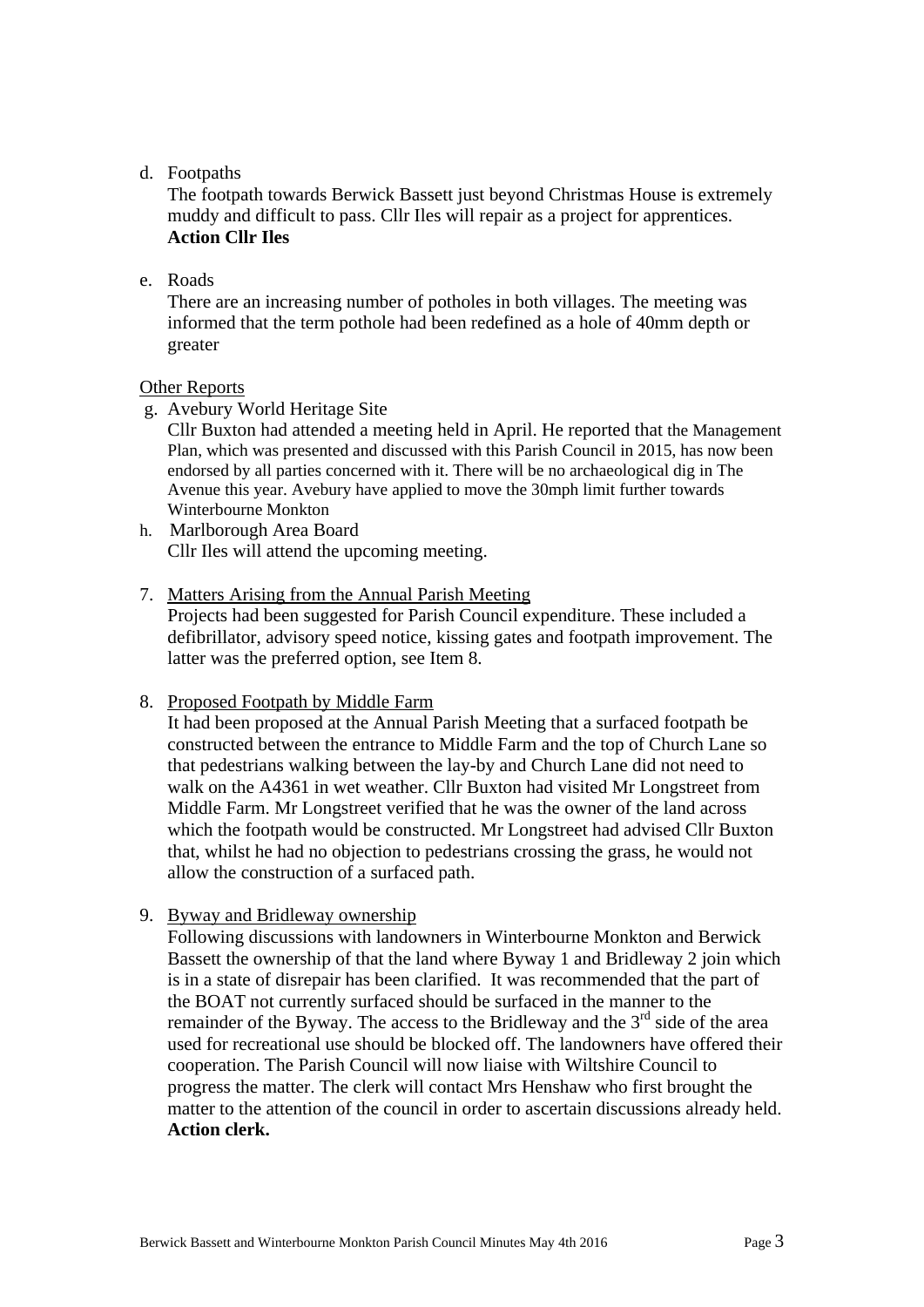d. Footpaths

   The footpath towards Berwick Bassett just beyond Christmas House is extremely muddy and difficult to pass. Cllr Iles will repair as a project for apprentices.
   **Action Cllr Iles**

e. Roads

   There are an increasing number of potholes in both villages. The meeting was informed that the term pothole had been redefined as a hole of 40mm depth or greater

<u>Other Reports</u>

g. Avebury World Heritage Site

   Cllr Buxton had attended a meeting held in April. He reported that the Management Plan, which was presented and discussed with this Parish Council in 2015, has now been endorsed by all parties concerned with it. There will be no archaeological dig in The Avenue this year. Avebury have applied to move the 30mph limit further towards Winterbourne Monkton

h. Marlborough Area Board

   Cllr Iles will attend the upcoming meeting.

7. <u>Matters Arising from the Annual Parish Meeting</u>

   Projects had been suggested for Parish Council expenditure. These included a defibrillator, advisory speed notice, kissing gates and footpath improvement. The latter was the preferred option, see Item 8.

8. <u>Proposed Footpath by Middle Farm</u>

   It had been proposed at the Annual Parish Meeting that a surfaced footpath be constructed between the entrance to Middle Farm and the top of Church Lane so that pedestrians walking between the lay-by and Church Lane did not need to walk on the A4361 in wet weather. Cllr Buxton had visited Mr Longstreet from Middle Farm. Mr Longstreet verified that he was the owner of the land across which the footpath would be constructed. Mr Longstreet had advised Cllr Buxton that, whilst he had no objection to pedestrians crossing the grass, he would not allow the construction of a surfaced path.

9. <u>Byway and Bridleway ownership</u>

   Following discussions with landowners in Winterbourne Monkton and Berwick Bassett the ownership of that the land where Byway 1 and Bridleway 2 join which is in a state of disrepair has been clarified. It was recommended that the part of the BOAT not currently surfaced should be surfaced in the manner to the remainder of the Byway. The access to the Bridleway and the 3rd side of the area used for recreational use should be blocked off. The landowners have offered their cooperation. The Parish Council will now liaise with Wiltshire Council to progress the matter. The clerk will contact Mrs Henshaw who first brought the matter to the attention of the council in order to ascertain discussions already held.
   **Action clerk.**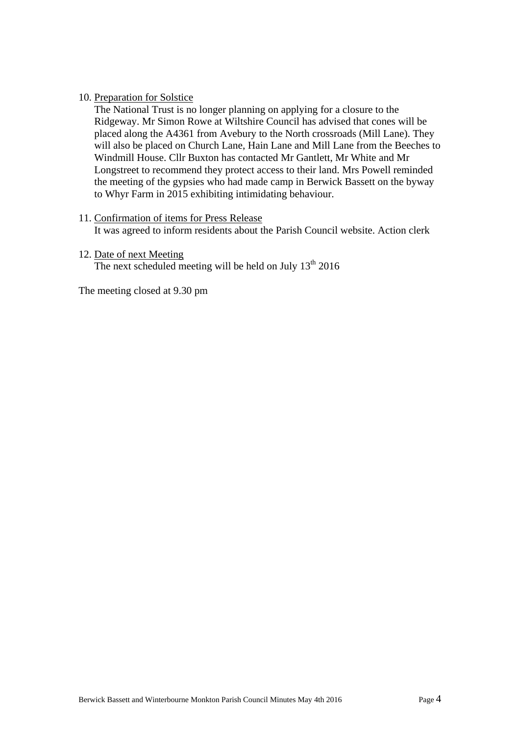10. Preparation for Solstice

    The National Trust is no longer planning on applying for a closure to the Ridgeway. Mr Simon Rowe at Wiltshire Council has advised that cones will be placed along the A4361 from Avebury to the North crossroads (Mill Lane). They will also be placed on Church Lane, Hain Lane and Mill Lane from the Beeches to Windmill House. Cllr Buxton has contacted Mr Gantlett, Mr White and Mr Longstreet to recommend they protect access to their land. Mrs Powell reminded the meeting of the gypsies who had made camp in Berwick Bassett on the byway to Whyr Farm in 2015 exhibiting intimidating behaviour.

11. Confirmation of items for Press Release

    It was agreed to inform residents about the Parish Council website. Action clerk

12. Date of next Meeting

    The next scheduled meeting will be held on July 13th 2016

The meeting closed at 9.30 pm